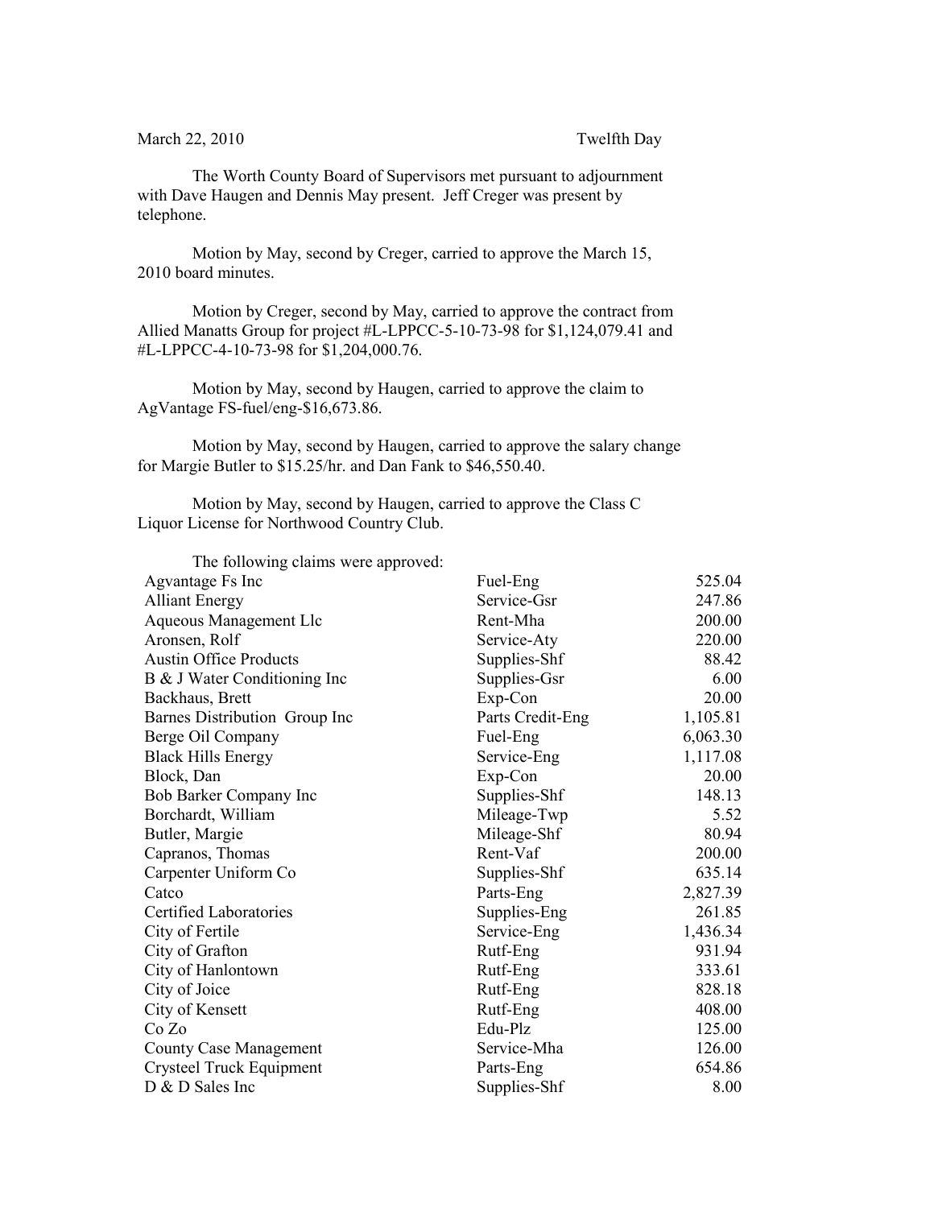March 22, 2010 Twelfth Day

The Worth County Board of Supervisors met pursuant to adjournment with Dave Haugen and Dennis May present. Jeff Creger was present by telephone.

Motion by May, second by Creger, carried to approve the March 15, 2010 board minutes.

Motion by Creger, second by May, carried to approve the contract from Allied Manatts Group for project #L-LPPCC-5-10-73-98 for $1,124,079.41 and #L-LPPCC-4-10-73-98 for $1,204,000.76.

Motion by May, second by Haugen, carried to approve the claim to AgVantage FS-fuel/eng-$16,673.86.

Motion by May, second by Haugen, carried to approve the salary change for Margie Butler to $15.25/hr. and Dan Fank to $46,550.40.

Motion by May, second by Haugen, carried to approve the Class C Liquor License for Northwood Country Club.

The following claims were approved:

| | | |
|---|---|---|
| Agvantage Fs Inc | Fuel-Eng | 525.04 |
| Alliant Energy | Service-Gsr | 247.86 |
| Aqueous Management Llc | Rent-Mha | 200.00 |
| Aronsen, Rolf | Service-Aty | 220.00 |
| Austin Office Products | Supplies-Shf | 88.42 |
| B & J Water Conditioning Inc | Supplies-Gsr | 6.00 |
| Backhaus, Brett | Exp-Con | 20.00 |
| Barnes Distribution Group Inc | Parts Credit-Eng | 1,105.81 |
| Berge Oil Company | Fuel-Eng | 6,063.30 |
| Black Hills Energy | Service-Eng | 1,117.08 |
| Block, Dan | Exp-Con | 20.00 |
| Bob Barker Company Inc | Supplies-Shf | 148.13 |
| Borchardt, William | Mileage-Twp | 5.52 |
| Butler, Margie | Mileage-Shf | 80.94 |
| Capranos, Thomas | Rent-Vaf | 200.00 |
| Carpenter Uniform Co | Supplies-Shf | 635.14 |
| Catco | Parts-Eng | 2,827.39 |
| Certified Laboratories | Supplies-Eng | 261.85 |
| City of Fertile | Service-Eng | 1,436.34 |
| City of Grafton | Rutf-Eng | 931.94 |
| City of Hanlontown | Rutf-Eng | 333.61 |
| City of Joice | Rutf-Eng | 828.18 |
| City of Kensett | Rutf-Eng | 408.00 |
| Co Zo | Edu-Plz | 125.00 |
| County Case Management | Service-Mha | 126.00 |
| Crysteel Truck Equipment | Parts-Eng | 654.86 |
| D & D Sales Inc | Supplies-Shf | 8.00 |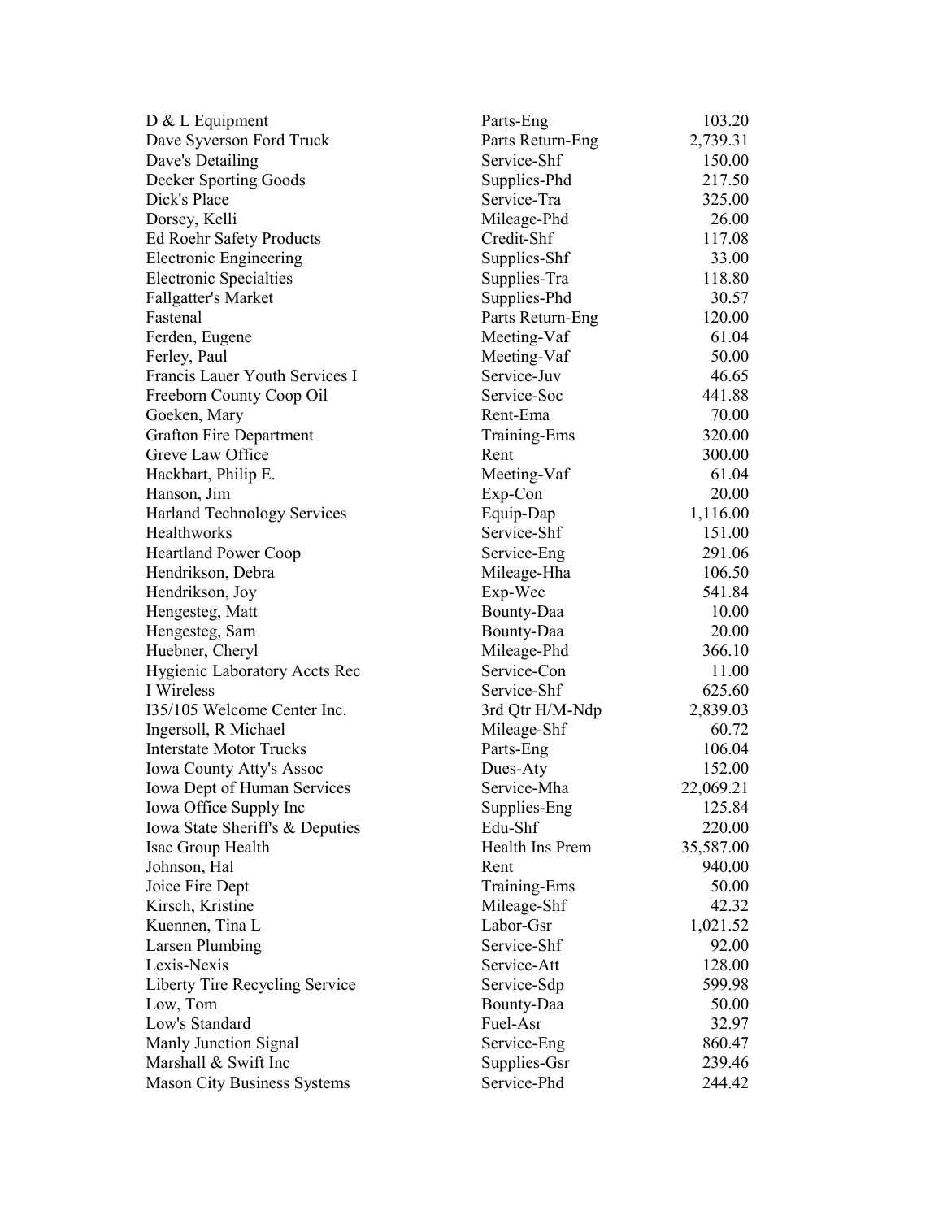| | | |
|---|---|---|
| D & L Equipment | Parts-Eng | 103.20 |
| Dave Syverson Ford Truck | Parts Return-Eng | 2,739.31 |
| Dave's Detailing | Service-Shf | 150.00 |
| Decker Sporting Goods | Supplies-Phd | 217.50 |
| Dick's Place | Service-Tra | 325.00 |
| Dorsey, Kelli | Mileage-Phd | 26.00 |
| Ed Roehr Safety Products | Credit-Shf | 117.08 |
| Electronic Engineering | Supplies-Shf | 33.00 |
| Electronic Specialties | Supplies-Tra | 118.80 |
| Fallgatter's Market | Supplies-Phd | 30.57 |
| Fastenal | Parts Return-Eng | 120.00 |
| Ferden, Eugene | Meeting-Vaf | 61.04 |
| Ferley, Paul | Meeting-Vaf | 50.00 |
| Francis Lauer Youth Services I | Service-Juv | 46.65 |
| Freeborn County Coop Oil | Service-Soc | 441.88 |
| Goeken, Mary | Rent-Ema | 70.00 |
| Grafton Fire Department | Training-Ems | 320.00 |
| Greve Law Office | Rent | 300.00 |
| Hackbart, Philip E. | Meeting-Vaf | 61.04 |
| Hanson, Jim | Exp-Con | 20.00 |
| Harland Technology Services | Equip-Dap | 1,116.00 |
| Healthworks | Service-Shf | 151.00 |
| Heartland Power Coop | Service-Eng | 291.06 |
| Hendrikson, Debra | Mileage-Hha | 106.50 |
| Hendrikson, Joy | Exp-Wec | 541.84 |
| Hengesteg, Matt | Bounty-Daa | 10.00 |
| Hengesteg, Sam | Bounty-Daa | 20.00 |
| Huebner, Cheryl | Mileage-Phd | 366.10 |
| Hygienic Laboratory Accts Rec | Service-Con | 11.00 |
| I Wireless | Service-Shf | 625.60 |
| I35/105 Welcome Center Inc. | 3rd Qtr H/M-Ndp | 2,839.03 |
| Ingersoll, R Michael | Mileage-Shf | 60.72 |
| Interstate Motor Trucks | Parts-Eng | 106.04 |
| Iowa County Atty's Assoc | Dues-Aty | 152.00 |
| Iowa Dept of Human Services | Service-Mha | 22,069.21 |
| Iowa Office Supply Inc | Supplies-Eng | 125.84 |
| Iowa State Sheriff's & Deputies | Edu-Shf | 220.00 |
| Isac Group Health | Health Ins Prem | 35,587.00 |
| Johnson, Hal | Rent | 940.00 |
| Joice Fire Dept | Training-Ems | 50.00 |
| Kirsch, Kristine | Mileage-Shf | 42.32 |
| Kuennen, Tina L | Labor-Gsr | 1,021.52 |
| Larsen Plumbing | Service-Shf | 92.00 |
| Lexis-Nexis | Service-Att | 128.00 |
| Liberty Tire Recycling Service | Service-Sdp | 599.98 |
| Low, Tom | Bounty-Daa | 50.00 |
| Low's Standard | Fuel-Asr | 32.97 |
| Manly Junction Signal | Service-Eng | 860.47 |
| Marshall & Swift Inc | Supplies-Gsr | 239.46 |
| Mason City Business Systems | Service-Phd | 244.42 |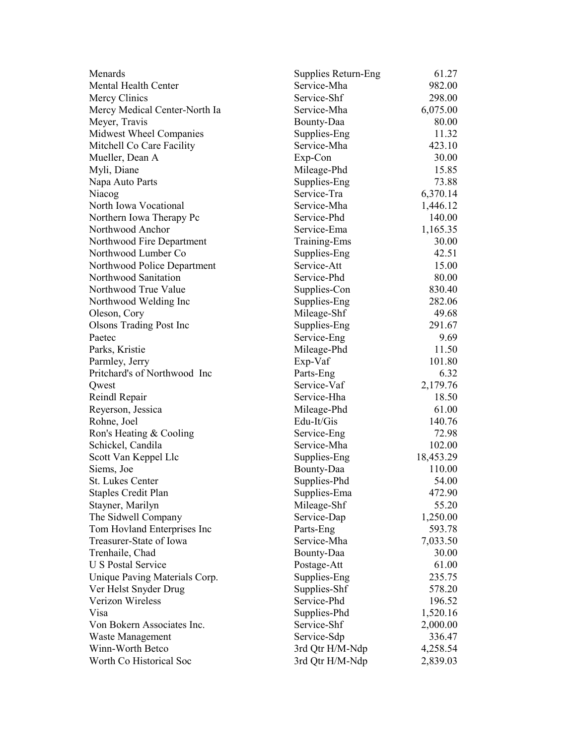| | | |
|---|---|---|
| Menards | Supplies Return-Eng | 61.27 |
| Mental Health Center | Service-Mha | 982.00 |
| Mercy Clinics | Service-Shf | 298.00 |
| Mercy Medical Center-North Ia | Service-Mha | 6,075.00 |
| Meyer, Travis | Bounty-Daa | 80.00 |
| Midwest Wheel Companies | Supplies-Eng | 11.32 |
| Mitchell Co Care Facility | Service-Mha | 423.10 |
| Mueller, Dean A | Exp-Con | 30.00 |
| Myli, Diane | Mileage-Phd | 15.85 |
| Napa Auto Parts | Supplies-Eng | 73.88 |
| Niacog | Service-Tra | 6,370.14 |
| North Iowa Vocational | Service-Mha | 1,446.12 |
| Northern Iowa Therapy Pc | Service-Phd | 140.00 |
| Northwood Anchor | Service-Ema | 1,165.35 |
| Northwood Fire Department | Training-Ems | 30.00 |
| Northwood Lumber Co | Supplies-Eng | 42.51 |
| Northwood Police Department | Service-Att | 15.00 |
| Northwood Sanitation | Service-Phd | 80.00 |
| Northwood True Value | Supplies-Con | 830.40 |
| Northwood Welding Inc | Supplies-Eng | 282.06 |
| Oleson, Cory | Mileage-Shf | 49.68 |
| Olsons Trading Post Inc | Supplies-Eng | 291.67 |
| Paetec | Service-Eng | 9.69 |
| Parks, Kristie | Mileage-Phd | 11.50 |
| Parmley, Jerry | Exp-Vaf | 101.80 |
| Pritchard's of Northwood Inc | Parts-Eng | 6.32 |
| Qwest | Service-Vaf | 2,179.76 |
| Reindl Repair | Service-Hha | 18.50 |
| Reyerson, Jessica | Mileage-Phd | 61.00 |
| Rohne, Joel | Edu-It/Gis | 140.76 |
| Ron's Heating & Cooling | Service-Eng | 72.98 |
| Schickel, Candila | Service-Mha | 102.00 |
| Scott Van Keppel Llc | Supplies-Eng | 18,453.29 |
| Siems, Joe | Bounty-Daa | 110.00 |
| St. Lukes Center | Supplies-Phd | 54.00 |
| Staples Credit Plan | Supplies-Ema | 472.90 |
| Stayner, Marilyn | Mileage-Shf | 55.20 |
| The Sidwell Company | Service-Dap | 1,250.00 |
| Tom Hovland Enterprises Inc | Parts-Eng | 593.78 |
| Treasurer-State of Iowa | Service-Mha | 7,033.50 |
| Trenhaile, Chad | Bounty-Daa | 30.00 |
| U S Postal Service | Postage-Att | 61.00 |
| Unique Paving Materials Corp. | Supplies-Eng | 235.75 |
| Ver Helst Snyder Drug | Supplies-Shf | 578.20 |
| Verizon Wireless | Service-Phd | 196.52 |
| Visa | Supplies-Phd | 1,520.16 |
| Von Bokern Associates Inc. | Service-Shf | 2,000.00 |
| Waste Management | Service-Sdp | 336.47 |
| Winn-Worth Betco | 3rd Qtr H/M-Ndp | 4,258.54 |
| Worth Co Historical Soc | 3rd Qtr H/M-Ndp | 2,839.03 |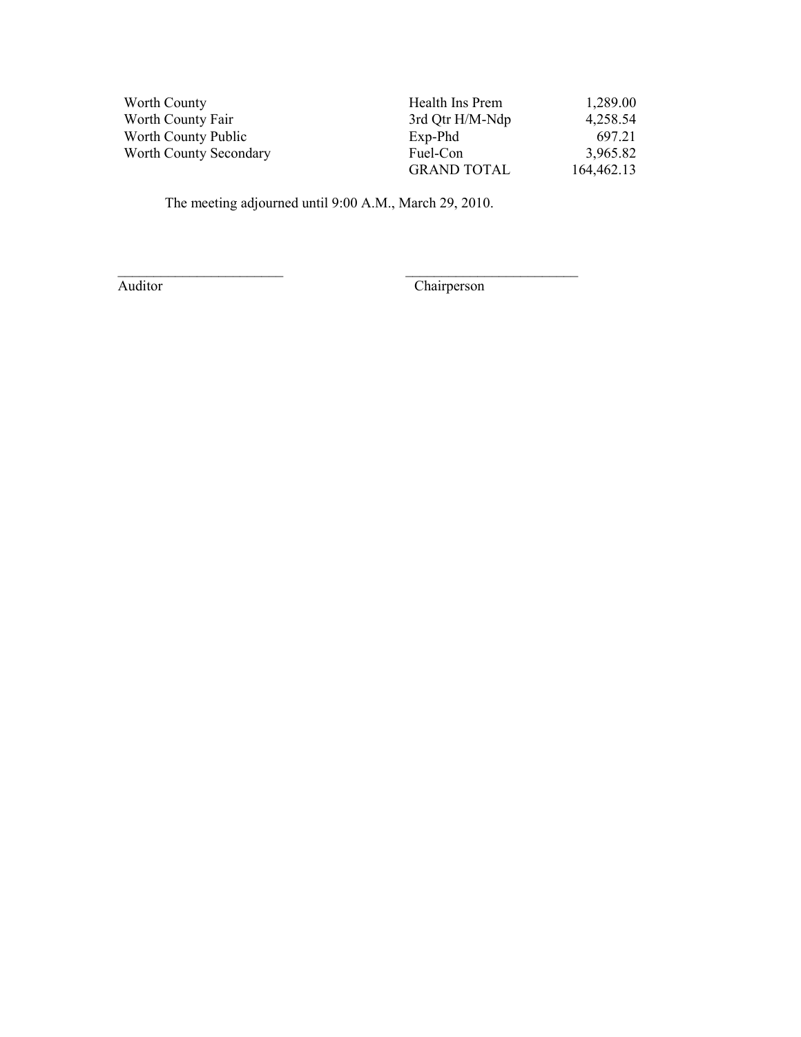| | | |
|---|---|---|
| Worth County | Health Ins Prem | 1,289.00 |
| Worth County Fair | 3rd Qtr H/M-Ndp | 4,258.54 |
| Worth County Public | Exp-Phd | 697.21 |
| Worth County Secondary | Fuel-Con | 3,965.82 |
| | GRAND TOTAL | 164,462.13 |

The meeting adjourned until 9:00 A.M., March 29, 2010.

_______________________ _______________________

Auditor Chairperson